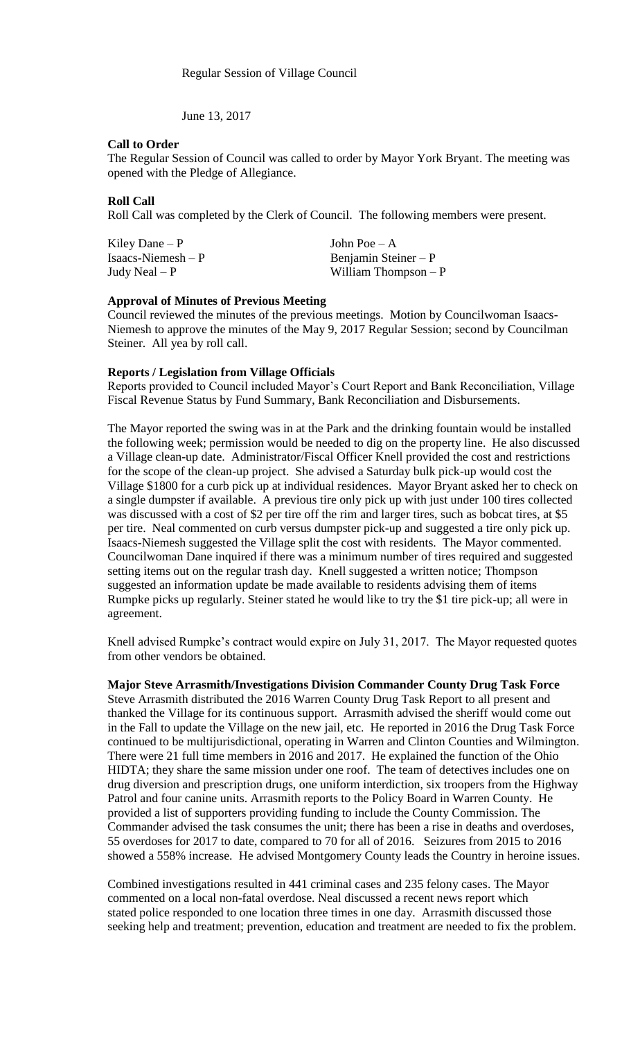Regular Session of Village Council

June 13, 2017

**Call to Order**

The Regular Session of Council was called to order by Mayor York Bryant. The meeting was opened with the Pledge of Allegiance.

**Roll Call**

Roll Call was completed by the Clerk of Council. The following members were present.

| | |
|---|---|
| Kiley Dane – P | John Poe – A |
| Isaacs-Niemesh – P | Benjamin Steiner – P |
| Judy Neal – P | William Thompson – P |

**Approval of Minutes of Previous Meeting**

Council reviewed the minutes of the previous meetings. Motion by Councilwoman Isaacs-Niemesh to approve the minutes of the May 9, 2017 Regular Session; second by Councilman Steiner. All yea by roll call.

**Reports / Legislation from Village Officials**

Reports provided to Council included Mayor's Court Report and Bank Reconciliation, Village Fiscal Revenue Status by Fund Summary, Bank Reconciliation and Disbursements.

The Mayor reported the swing was in at the Park and the drinking fountain would be installed the following week; permission would be needed to dig on the property line. He also discussed a Village clean-up date. Administrator/Fiscal Officer Knell provided the cost and restrictions for the scope of the clean-up project. She advised a Saturday bulk pick-up would cost the Village $1800 for a curb pick up at individual residences. Mayor Bryant asked her to check on a single dumpster if available. A previous tire only pick up with just under 100 tires collected was discussed with a cost of $2 per tire off the rim and larger tires, such as bobcat tires, at $5 per tire. Neal commented on curb versus dumpster pick-up and suggested a tire only pick up. Isaacs-Niemesh suggested the Village split the cost with residents. The Mayor commented. Councilwoman Dane inquired if there was a minimum number of tires required and suggested setting items out on the regular trash day. Knell suggested a written notice; Thompson suggested an information update be made available to residents advising them of items Rumpke picks up regularly. Steiner stated he would like to try the $1 tire pick-up; all were in agreement.

Knell advised Rumpke's contract would expire on July 31, 2017. The Mayor requested quotes from other vendors be obtained.

**Major Steve Arrasmith/Investigations Division Commander County Drug Task Force**

Steve Arrasmith distributed the 2016 Warren County Drug Task Report to all present and thanked the Village for its continuous support. Arrasmith advised the sheriff would come out in the Fall to update the Village on the new jail, etc. He reported in 2016 the Drug Task Force continued to be multijurisdictional, operating in Warren and Clinton Counties and Wilmington. There were 21 full time members in 2016 and 2017. He explained the function of the Ohio HIDTA; they share the same mission under one roof. The team of detectives includes one on drug diversion and prescription drugs, one uniform interdiction, six troopers from the Highway Patrol and four canine units. Arrasmith reports to the Policy Board in Warren County. He provided a list of supporters providing funding to include the County Commission. The Commander advised the task consumes the unit; there has been a rise in deaths and overdoses, 55 overdoses for 2017 to date, compared to 70 for all of 2016. Seizures from 2015 to 2016 showed a 558% increase. He advised Montgomery County leads the Country in heroine issues.

Combined investigations resulted in 441 criminal cases and 235 felony cases. The Mayor commented on a local non-fatal overdose. Neal discussed a recent news report which stated police responded to one location three times in one day. Arrasmith discussed those seeking help and treatment; prevention, education and treatment are needed to fix the problem.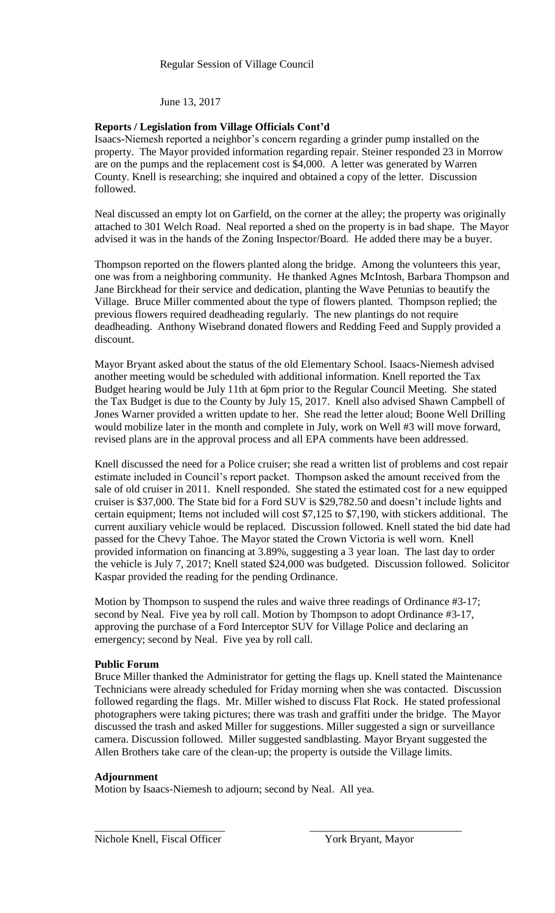Regular Session of Village Council

June 13, 2017

**Reports / Legislation from Village Officials Cont'd**

Isaacs-Niemesh reported a neighbor's concern regarding a grinder pump installed on the property. The Mayor provided information regarding repair. Steiner responded 23 in Morrow are on the pumps and the replacement cost is $4,000. A letter was generated by Warren County. Knell is researching; she inquired and obtained a copy of the letter. Discussion followed.

Neal discussed an empty lot on Garfield, on the corner at the alley; the property was originally attached to 301 Welch Road. Neal reported a shed on the property is in bad shape. The Mayor advised it was in the hands of the Zoning Inspector/Board. He added there may be a buyer.

Thompson reported on the flowers planted along the bridge. Among the volunteers this year, one was from a neighboring community. He thanked Agnes McIntosh, Barbara Thompson and Jane Birckhead for their service and dedication, planting the Wave Petunias to beautify the Village. Bruce Miller commented about the type of flowers planted. Thompson replied; the previous flowers required deadheading regularly. The new plantings do not require deadheading. Anthony Wisebrand donated flowers and Redding Feed and Supply provided a discount.

Mayor Bryant asked about the status of the old Elementary School. Isaacs-Niemesh advised another meeting would be scheduled with additional information. Knell reported the Tax Budget hearing would be July 11th at 6pm prior to the Regular Council Meeting. She stated the Tax Budget is due to the County by July 15, 2017. Knell also advised Shawn Campbell of Jones Warner provided a written update to her. She read the letter aloud; Boone Well Drilling would mobilize later in the month and complete in July, work on Well #3 will move forward, revised plans are in the approval process and all EPA comments have been addressed.

Knell discussed the need for a Police cruiser; she read a written list of problems and cost repair estimate included in Council's report packet. Thompson asked the amount received from the sale of old cruiser in 2011. Knell responded. She stated the estimated cost for a new equipped cruiser is $37,000. The State bid for a Ford SUV is $29,782.50 and doesn't include lights and certain equipment; Items not included will cost $7,125 to $7,190, with stickers additional. The current auxiliary vehicle would be replaced. Discussion followed. Knell stated the bid date had passed for the Chevy Tahoe. The Mayor stated the Crown Victoria is well worn. Knell provided information on financing at 3.89%, suggesting a 3 year loan. The last day to order the vehicle is July 7, 2017; Knell stated $24,000 was budgeted. Discussion followed. Solicitor Kaspar provided the reading for the pending Ordinance.

Motion by Thompson to suspend the rules and waive three readings of Ordinance #3-17; second by Neal. Five yea by roll call. Motion by Thompson to adopt Ordinance #3-17, approving the purchase of a Ford Interceptor SUV for Village Police and declaring an emergency; second by Neal. Five yea by roll call.

**Public Forum**

Bruce Miller thanked the Administrator for getting the flags up. Knell stated the Maintenance Technicians were already scheduled for Friday morning when she was contacted. Discussion followed regarding the flags. Mr. Miller wished to discuss Flat Rock. He stated professional photographers were taking pictures; there was trash and graffiti under the bridge. The Mayor discussed the trash and asked Miller for suggestions. Miller suggested a sign or surveillance camera. Discussion followed. Miller suggested sandblasting. Mayor Bryant suggested the Allen Brothers take care of the clean-up; the property is outside the Village limits.

**Adjournment**

Motion by Isaacs-Niemesh to adjourn; second by Neal. All yea.

\_\_\_\_\_\_\_\_\_\_\_\_\_\_\_\_\_\_\_\_\_\_\_\_\_ \_\_\_\_\_\_\_\_\_\_\_\_\_\_\_\_\_\_\_\_\_\_\_\_\_\_\_\_

Nichole Knell, Fiscal Officer York Bryant, Mayor